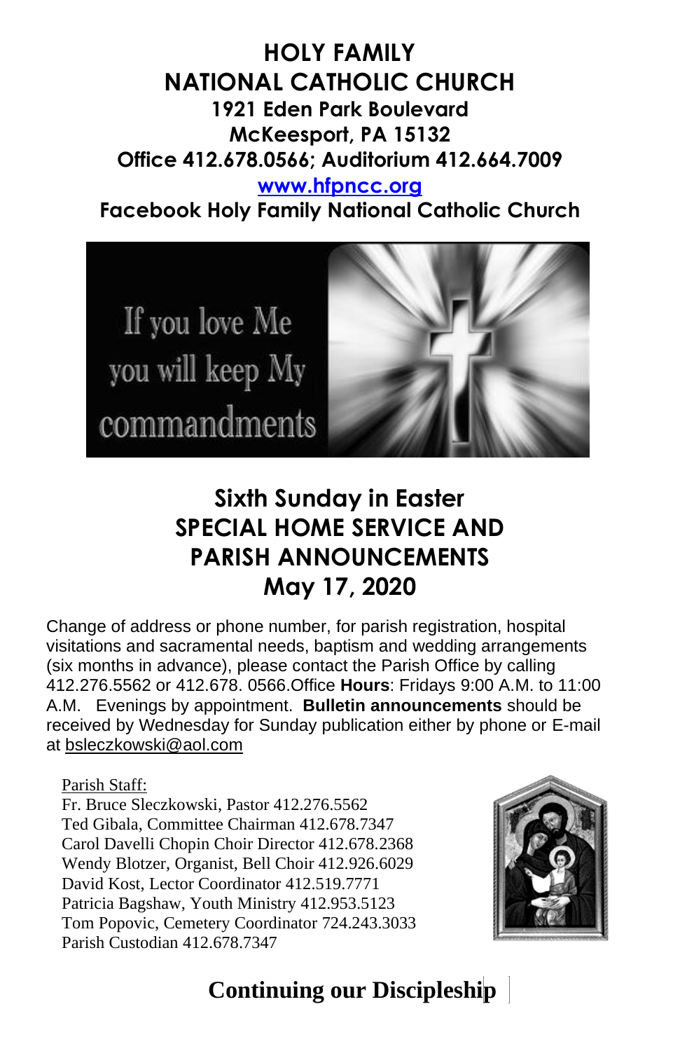# HOLY FAMILY
# NATIONAL CATHOLIC CHURCH

**1921 Eden Park Boulevard**
**McKeesport, PA 15132**
**Office 412.678.0566; Auditorium 412.664.7009**
**www.hfpncc.org**
**Facebook Holy Family National Catholic Church**

If you love Me you will keep My commandments

## Sixth Sunday in Easter
## SPECIAL HOME SERVICE AND PARISH ANNOUNCEMENTS
## May 17, 2020

Change of address or phone number, for parish registration, hospital visitations and sacramental needs, baptism and wedding arrangements (six months in advance), please contact the Parish Office by calling 412.276.5562 or 412.678. 0566.Office **Hours**: Fridays 9:00 A.M. to 11:00 A.M. Evenings by appointment. **Bulletin announcements** should be received by Wednesday for Sunday publication either by phone or E-mail at bsleczkowski@aol.com

Parish Staff:
Fr. Bruce Sleczkowski, Pastor 412.276.5562
Ted Gibala, Committee Chairman 412.678.7347
Carol Davelli Chopin Choir Director 412.678.2368
Wendy Blotzer, Organist, Bell Choir 412.926.6029
David Kost, Lector Coordinator 412.519.7771
Patricia Bagshaw, Youth Ministry 412.953.5123
Tom Popovic, Cemetery Coordinator 724.243.3033
Parish Custodian 412.678.7347

## Continuing our Discipleship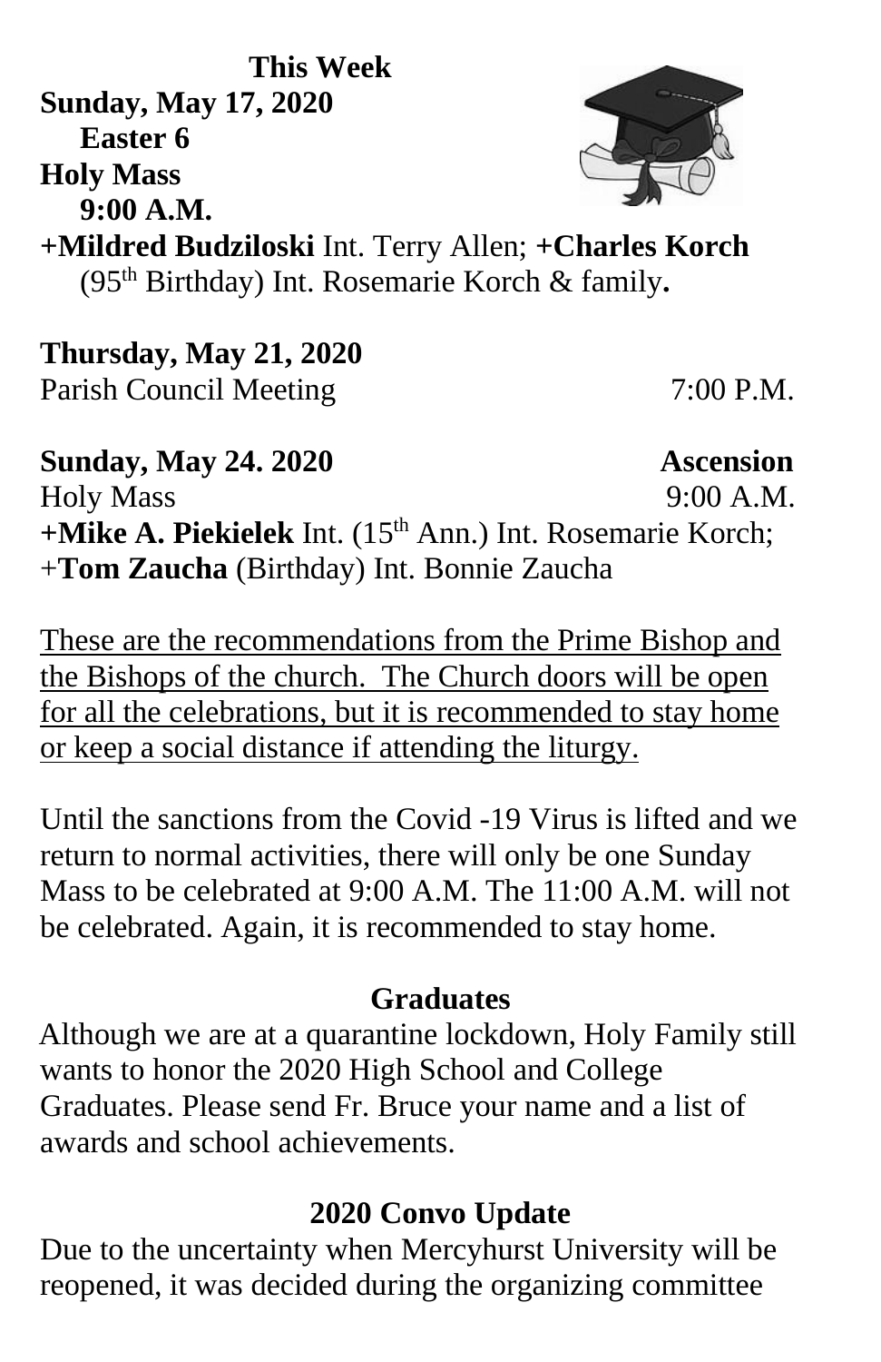**This Week**

**Sunday, May 17, 2020**
**Easter 6**
**Holy Mass**
**9:00 A.M.**

**+Mildred Budziloski** Int. Terry Allen; **+Charles Korch** (95th Birthday) Int. Rosemarie Korch & family**.**

**Thursday, May 21, 2020**
Parish Council Meeting 7:00 P.M.

**Sunday, May 24. 2020** **Ascension**
Holy Mass 9:00 A.M.
**+Mike A. Piekielek** Int. (15th Ann.) Int. Rosemarie Korch; +**Tom Zaucha** (Birthday) Int. Bonnie Zaucha

<u>These are the recommendations from the Prime Bishop and the Bishops of the church. The Church doors will be open for all the celebrations, but it is recommended to stay home or keep a social distance if attending the liturgy.</u>

Until the sanctions from the Covid -19 Virus is lifted and we return to normal activities, there will only be one Sunday Mass to be celebrated at 9:00 A.M. The 11:00 A.M. will not be celebrated. Again, it is recommended to stay home.

## Graduates

Although we are at a quarantine lockdown, Holy Family still wants to honor the 2020 High School and College Graduates. Please send Fr. Bruce your name and a list of awards and school achievements.

## 2020 Convo Update

Due to the uncertainty when Mercyhurst University will be reopened, it was decided during the organizing committee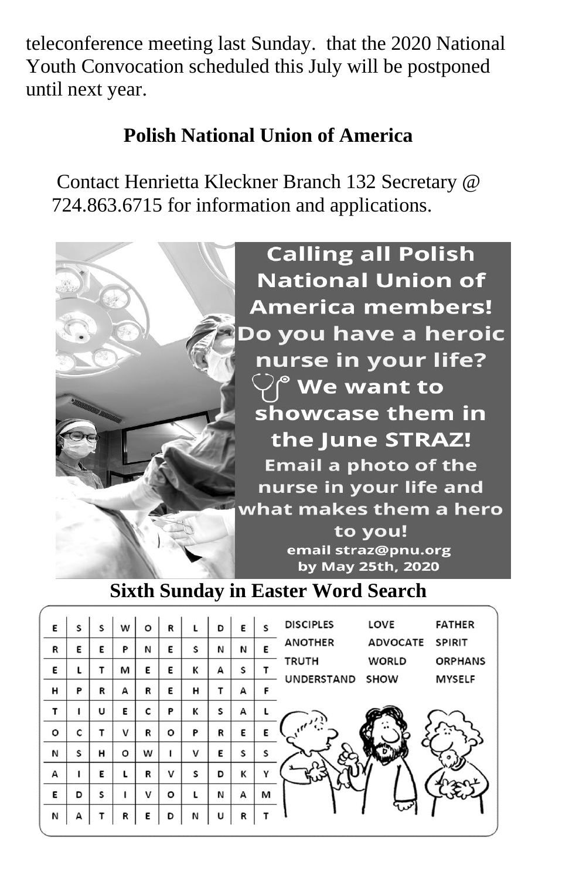teleconference meeting last Sunday. that the 2020 National Youth Convocation scheduled this July will be postponed until next year.

## Polish National Union of America

Contact Henrietta Kleckner Branch 132 Secretary @ 724.863.6715 for information and applications.

**Calling all Polish National Union of America members! Do you have a heroic nurse in your life? We want to showcase them in the June STRAZ!**

**Email a photo of the nurse in your life and what makes them a hero to you!**

**email straz@pnu.org by May 25th, 2020**

## Sixth Sunday in Easter Word Search

| | | | | | | | | | |
|---|---|---|---|---|---|---|---|---|---|
| E | S | S | W | O | R | L | D | E | S |
| R | E | E | P | N | E | S | N | N | E |
| E | L | T | M | E | E | K | A | S | T |
| H | P | R | A | R | E | H | T | A | F |
| T | I | U | E | C | P | K | S | A | L |
| O | C | T | V | R | O | P | R | E | E |
| N | S | H | O | W | I | V | E | S | S |
| A | I | E | L | R | V | S | D | K | Y |
| E | D | S | I | V | O | L | N | A | M |
| N | A | T | R | E | D | N | U | R | T |

| | | |
|---|---|---|
| DISCIPLES | LOVE | FATHER |
| ANOTHER | ADVOCATE | SPIRIT |
| TRUTH | WORLD | ORPHANS |
| UNDERSTAND | SHOW | MYSELF |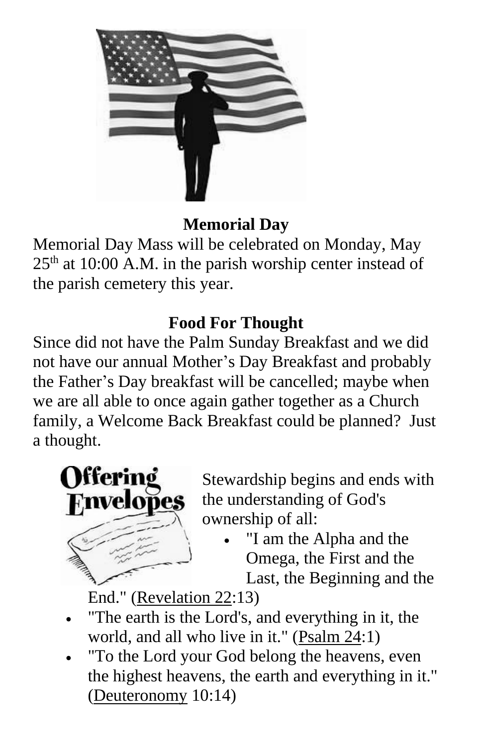## Memorial Day

Memorial Day Mass will be celebrated on Monday, May 25th at 10:00 A.M. in the parish worship center instead of the parish cemetery this year.

## Food For Thought

Since did not have the Palm Sunday Breakfast and we did not have our annual Mother's Day Breakfast and probably the Father's Day breakfast will be cancelled; maybe when we are all able to once again gather together as a Church family, a Welcome Back Breakfast could be planned? Just a thought.

Offering Envelopes

Stewardship begins and ends with the understanding of God's ownership of all:

- "I am the Alpha and the Omega, the First and the Last, the Beginning and the End." (Revelation 22:13)
- "The earth is the Lord's, and everything in it, the world, and all who live in it." (Psalm 24:1)
- "To the Lord your God belong the heavens, even the highest heavens, the earth and everything in it." (Deuteronomy 10:14)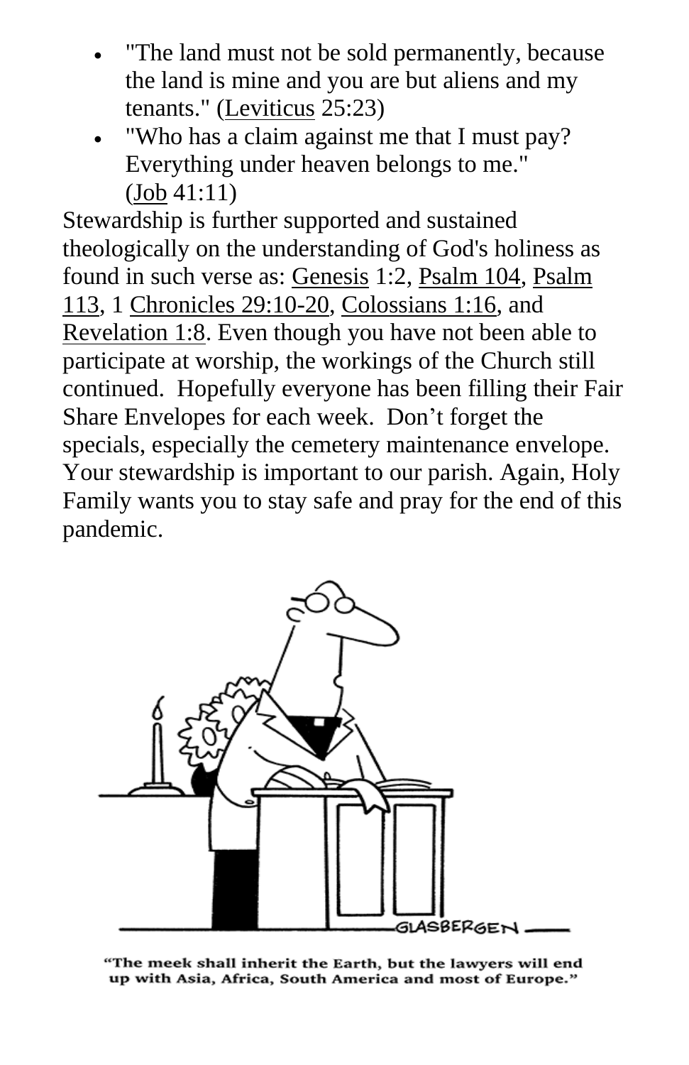- "The land must not be sold permanently, because the land is mine and you are but aliens and my tenants." (Leviticus 25:23)
- "Who has a claim against me that I must pay? Everything under heaven belongs to me." (Job 41:11)

Stewardship is further supported and sustained theologically on the understanding of God's holiness as found in such verse as: Genesis 1:2, Psalm 104, Psalm 113, 1 Chronicles 29:10-20, Colossians 1:16, and Revelation 1:8. Even though you have not been able to participate at worship, the workings of the Church still continued. Hopefully everyone has been filling their Fair Share Envelopes for each week. Don't forget the specials, especially the cemetery maintenance envelope. Your stewardship is important to our parish. Again, Holy Family wants you to stay safe and pray for the end of this pandemic.

GLASBERGEN

"The meek shall inherit the Earth, but the lawyers will end up with Asia, Africa, South America and most of Europe."